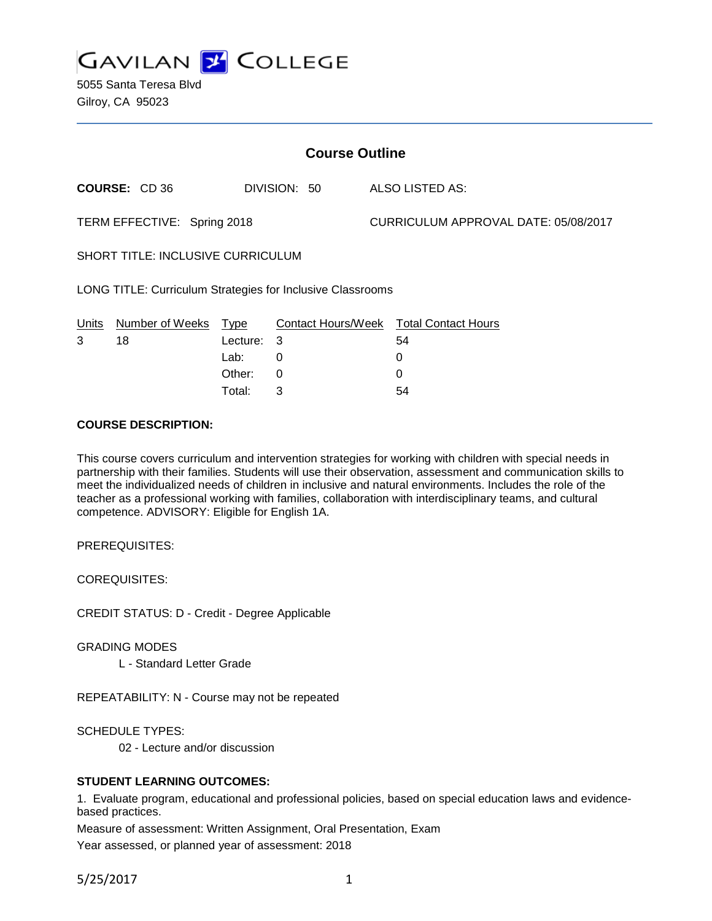# GAVILAN COLLEGE

5055 Santa Teresa Blvd
Gilroy, CA 95023

## Course Outline

**COURSE:** CD 36 DIVISION: 50 ALSO LISTED AS:

TERM EFFECTIVE: Spring 2018 CURRICULUM APPROVAL DATE: 05/08/2017

SHORT TITLE: INCLUSIVE CURRICULUM

LONG TITLE: Curriculum Strategies for Inclusive Classrooms

| Units | Number of Weeks | Type | Contact Hours/Week | Total Contact Hours |
|---|---|---|---|---|
| 3 | 18 | Lecture: | 3 | 54 |
| | | Lab: | 0 | 0 |
| | | Other: | 0 | 0 |
| | | Total: | 3 | 54 |

**COURSE DESCRIPTION:**

This course covers curriculum and intervention strategies for working with children with special needs in partnership with their families. Students will use their observation, assessment and communication skills to meet the individualized needs of children in inclusive and natural environments. Includes the role of the teacher as a professional working with families, collaboration with interdisciplinary teams, and cultural competence. ADVISORY: Eligible for English 1A.

PREREQUISITES:

COREQUISITES:

CREDIT STATUS: D - Credit - Degree Applicable

GRADING MODES

L - Standard Letter Grade

REPEATABILITY: N - Course may not be repeated

SCHEDULE TYPES:

02 - Lecture and/or discussion

**STUDENT LEARNING OUTCOMES:**

1. Evaluate program, educational and professional policies, based on special education laws and evidence-based practices.

Measure of assessment: Written Assignment, Oral Presentation, Exam

Year assessed, or planned year of assessment: 2018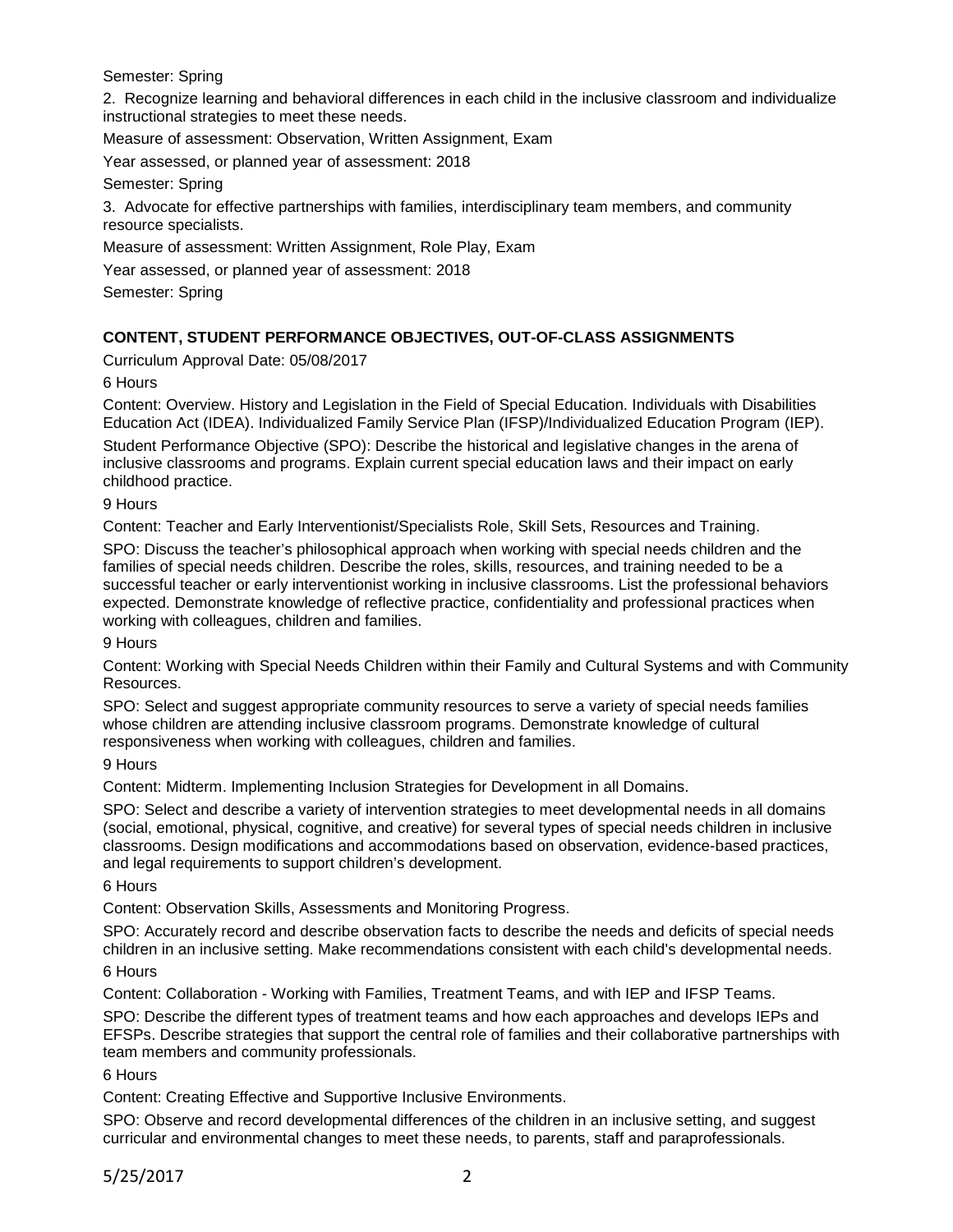Semester: Spring

2. Recognize learning and behavioral differences in each child in the inclusive classroom and individualize instructional strategies to meet these needs.

Measure of assessment: Observation, Written Assignment, Exam

Year assessed, or planned year of assessment: 2018

Semester: Spring

3. Advocate for effective partnerships with families, interdisciplinary team members, and community resource specialists.

Measure of assessment: Written Assignment, Role Play, Exam

Year assessed, or planned year of assessment: 2018

Semester: Spring

**CONTENT, STUDENT PERFORMANCE OBJECTIVES, OUT-OF-CLASS ASSIGNMENTS**

Curriculum Approval Date: 05/08/2017

6 Hours

Content: Overview. History and Legislation in the Field of Special Education. Individuals with Disabilities Education Act (IDEA). Individualized Family Service Plan (IFSP)/Individualized Education Program (IEP).

Student Performance Objective (SPO): Describe the historical and legislative changes in the arena of inclusive classrooms and programs. Explain current special education laws and their impact on early childhood practice.

9 Hours

Content: Teacher and Early Interventionist/Specialists Role, Skill Sets, Resources and Training.

SPO: Discuss the teacher's philosophical approach when working with special needs children and the families of special needs children. Describe the roles, skills, resources, and training needed to be a successful teacher or early interventionist working in inclusive classrooms. List the professional behaviors expected. Demonstrate knowledge of reflective practice, confidentiality and professional practices when working with colleagues, children and families.

9 Hours

Content: Working with Special Needs Children within their Family and Cultural Systems and with Community Resources.

SPO: Select and suggest appropriate community resources to serve a variety of special needs families whose children are attending inclusive classroom programs. Demonstrate knowledge of cultural responsiveness when working with colleagues, children and families.

9 Hours

Content: Midterm. Implementing Inclusion Strategies for Development in all Domains.

SPO: Select and describe a variety of intervention strategies to meet developmental needs in all domains (social, emotional, physical, cognitive, and creative) for several types of special needs children in inclusive classrooms. Design modifications and accommodations based on observation, evidence-based practices, and legal requirements to support children's development.

6 Hours

Content: Observation Skills, Assessments and Monitoring Progress.

SPO: Accurately record and describe observation facts to describe the needs and deficits of special needs children in an inclusive setting. Make recommendations consistent with each child's developmental needs.

6 Hours

Content: Collaboration - Working with Families, Treatment Teams, and with IEP and IFSP Teams.

SPO: Describe the different types of treatment teams and how each approaches and develops IEPs and EFSPs. Describe strategies that support the central role of families and their collaborative partnerships with team members and community professionals.

6 Hours

Content: Creating Effective and Supportive Inclusive Environments.

SPO: Observe and record developmental differences of the children in an inclusive setting, and suggest curricular and environmental changes to meet these needs, to parents, staff and paraprofessionals.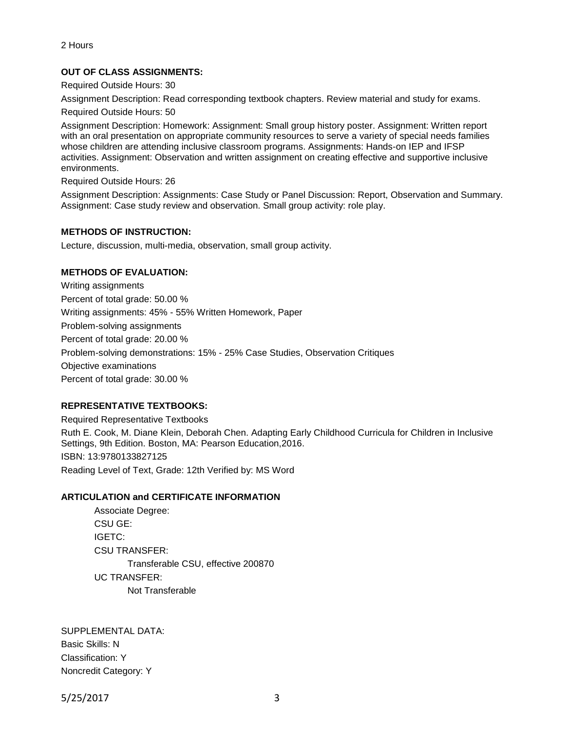2 Hours

**OUT OF CLASS ASSIGNMENTS:**

Required Outside Hours: 30

Assignment Description: Read corresponding textbook chapters. Review material and study for exams.

Required Outside Hours: 50

Assignment Description: Homework: Assignment: Small group history poster. Assignment: Written report with an oral presentation on appropriate community resources to serve a variety of special needs families whose children are attending inclusive classroom programs. Assignments: Hands-on IEP and IFSP activities. Assignment: Observation and written assignment on creating effective and supportive inclusive environments.

Required Outside Hours: 26

Assignment Description: Assignments: Case Study or Panel Discussion: Report, Observation and Summary. Assignment: Case study review and observation. Small group activity: role play.

**METHODS OF INSTRUCTION:**

Lecture, discussion, multi-media, observation, small group activity.

**METHODS OF EVALUATION:**

Writing assignments

Percent of total grade: 50.00 %

Writing assignments: 45% - 55% Written Homework, Paper

Problem-solving assignments

Percent of total grade: 20.00 %

Problem-solving demonstrations: 15% - 25% Case Studies, Observation Critiques

Objective examinations

Percent of total grade: 30.00 %

**REPRESENTATIVE TEXTBOOKS:**

Required Representative Textbooks

Ruth E. Cook, M. Diane Klein, Deborah Chen. Adapting Early Childhood Curricula for Children in Inclusive Settings, 9th Edition. Boston, MA: Pearson Education,2016.

ISBN: 13:9780133827125

Reading Level of Text, Grade: 12th Verified by: MS Word

**ARTICULATION and CERTIFICATE INFORMATION**

Associate Degree:

CSU GE:

IGETC:

CSU TRANSFER:

Transferable CSU, effective 200870

UC TRANSFER:

Not Transferable

SUPPLEMENTAL DATA:

Basic Skills: N

Classification: Y

Noncredit Category: Y

5/25/2017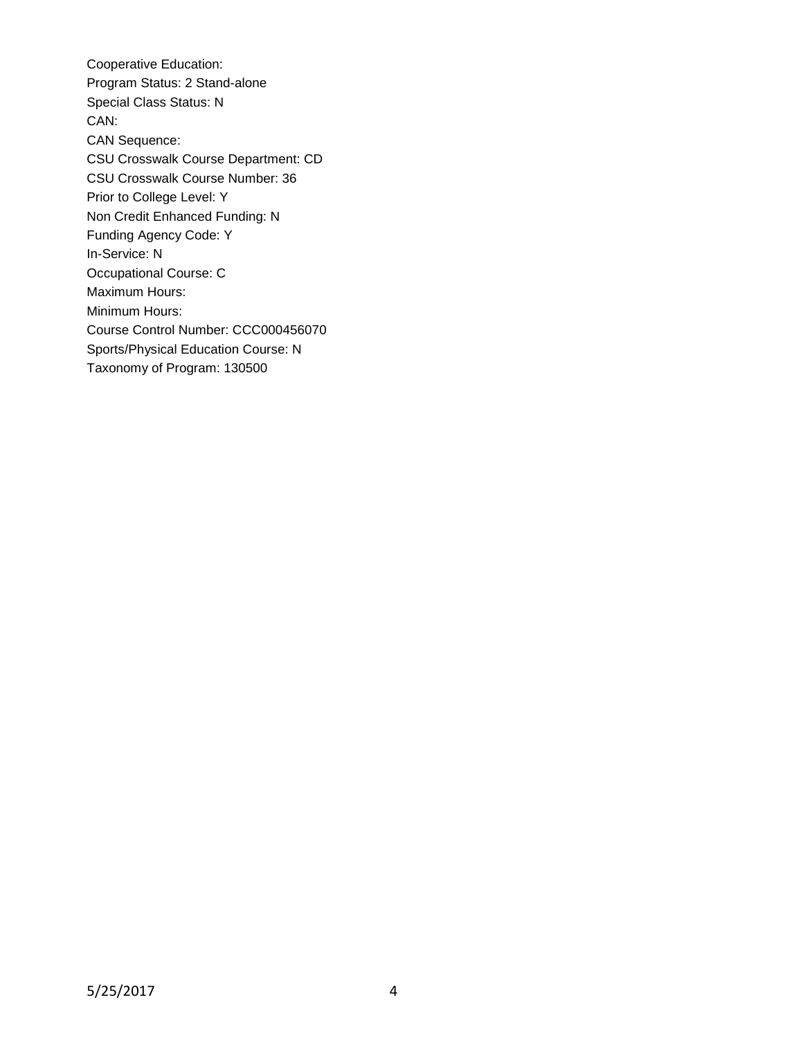Cooperative Education:
Program Status: 2 Stand-alone
Special Class Status: N
CAN:
CAN Sequence:
CSU Crosswalk Course Department: CD
CSU Crosswalk Course Number: 36
Prior to College Level: Y
Non Credit Enhanced Funding: N
Funding Agency Code: Y
In-Service: N
Occupational Course: C
Maximum Hours:
Minimum Hours:
Course Control Number: CCC000456070
Sports/Physical Education Course: N
Taxonomy of Program: 130500